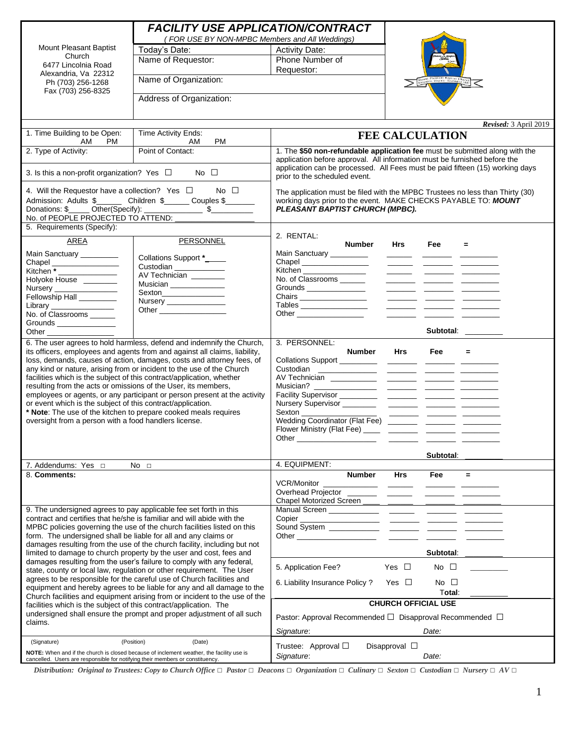# FACILITY USE APPLICATION/CONTRACT

*( FOR USE BY NON-MPBC Members and All Weddings)*

Mount Pleasant Baptist Church
6477 Lincolnia Road
Alexandria, Va 22312
Ph (703) 256-1268
Fax (703) 256-8325

| | |
|---|---|
| Today's Date: | Activity Date: |
| Name of Requestor: | Phone Number of Requestor: |
| Name of Organization: | |
| Address of Organization: | |

***Revised:*** 3 April 2019

1. Time Building to be Open: AM PM | Time Activity Ends: AM PM

2. Type of Activity: | Point of Contact:

3. Is this a non-profit organization? Yes ☐ No ☐

4. Will the Requestor have a collection? Yes ☐ No ☐
Admission: Adults $______ Children $______ Couples $_______
Donations: $_____ Other(Specify): ______________ $__________
No. of PEOPLE PROJECTED TO ATTEND: _______________

5. Requirements (Specify):

| AREA | PERSONNEL |
|---|---|
| Main Sanctuary _________ | Collations Support *_____ |
| Chapel ________________ | Custodian _____________ |
| Kitchen * _______________ | AV Technician ________ |
| Holyoke House ________ | Musician _____________ |
| Nursery _______________ | Sexton________________ |
| Fellowship Hall _________ | Nursery ______________ |
| Library _______________ | Other ________________ |
| No. of Classrooms ______ | |
| Grounds ______________ | |
| Other ________________ | |

6. The user agrees to hold harmless, defend and indemnify the Church, its officers, employees and agents from and against all claims, liability, loss, demands, causes of action, damages, costs and attorney fees, of any kind or nature, arising from or incident to the use of the Church facilities which is the subject of this contract/application, whether resulting from the acts or omissions of the User, its members, employees or agents, or any participant or person present at the activity or event which is the subject of this contract/application.
**\* Note**: The use of the kitchen to prepare cooked meals requires oversight from a person with a food handlers license.

7. Addendums: Yes ☐ No ☐

8. **Comments:**

9. The undersigned agrees to pay applicable fee set forth in this contract and certifies that he/she is familiar and will abide with the MPBC policies governing the use of the church facilities listed on this form. The undersigned shall be liable for all and any claims or damages resulting from the use of the church facility, including but not limited to damage to church property by the user and cost, fees and damages resulting from the user's failure to comply with any federal, state, county or local law, regulation or other requirement. The User agrees to be responsible for the careful use of Church facilities and equipment and hereby agrees to be liable for any and all damage to the Church facilities and equipment arising from or incident to the use of the facilities which is the subject of this contract/application. The undersigned shall ensure the prompt and proper adjustment of all such claims.

(Signature) (Position) (Date)

**NOTE:** When and if the church is closed because of inclement weather, the facility use is cancelled. Users are responsible for notifying their members or constituency.

## FEE CALCULATION

1. The **$50 non-refundable application fee** must be submitted along with the application before approval. All information must be furnished before the application can be processed. All Fees must be paid fifteen (15) working days prior to the scheduled event.

The application must be filed with the MPBC Trustees no less than Thirty (30) working days prior to the event. MAKE CHECKS PAYABLE TO: ***MOUNT PLEASANT BAPTIST CHURCH (MPBC).***

2. RENTAL:

| | Number | Hrs | Fee | = |
|---|---|---|---|---|
| Main Sanctuary | | | | |
| Chapel | | | | |
| Kitchen | | | | |
| No. of Classrooms | | | | |
| Grounds | | | | |
| Chairs | | | | |
| Tables | | | | |
| Other | | | | |
| | | | **Subtotal**: | |

3. PERSONNEL:

| | Number | Hrs | Fee | = |
|---|---|---|---|---|
| Collations Support | | | | |
| Custodian | | | | |
| AV Technician | | | | |
| Musician? | | | | |
| Facility Supervisor | | | | |
| Nursery Supervisor | | | | |
| Sexton | | | | |
| Wedding Coordinator (Flat Fee) | | | | |
| Flower Ministry (Flat Fee) | | | | |
| Other | | | | |
| | | | **Subtotal**: | |

4. EQUIPMENT:

| | Number | Hrs | Fee | = |
|---|---|---|---|---|
| VCR/Monitor | | | | |
| Overhead Projector | | | | |
| Chapel Motorized Screen | | | | |
| Manual Screen | | | | |
| Copier | | | | |
| Sound System | | | | |
| Other | | | | |
| | | | **Subtotal**: | |

5. Application Fee? Yes ☐ No ☐ ________

6. Liability Insurance Policy ? Yes ☐ No ☐

Total: ________

### CHURCH OFFICIAL USE

Pastor: Approval Recommended ☐ Disapproval Recommended ☐

*Signature*: *Date:*

Trustee: Approval ☐ Disapproval ☐

*Signature*: *Date:*

***Distribution: Original to Trustees: Copy to Church Office ☐ Pastor ☐ Deacons ☐ Organization ☐ Culinary ☐ Sexton ☐ Custodian ☐ Nursery ☐ AV ☐***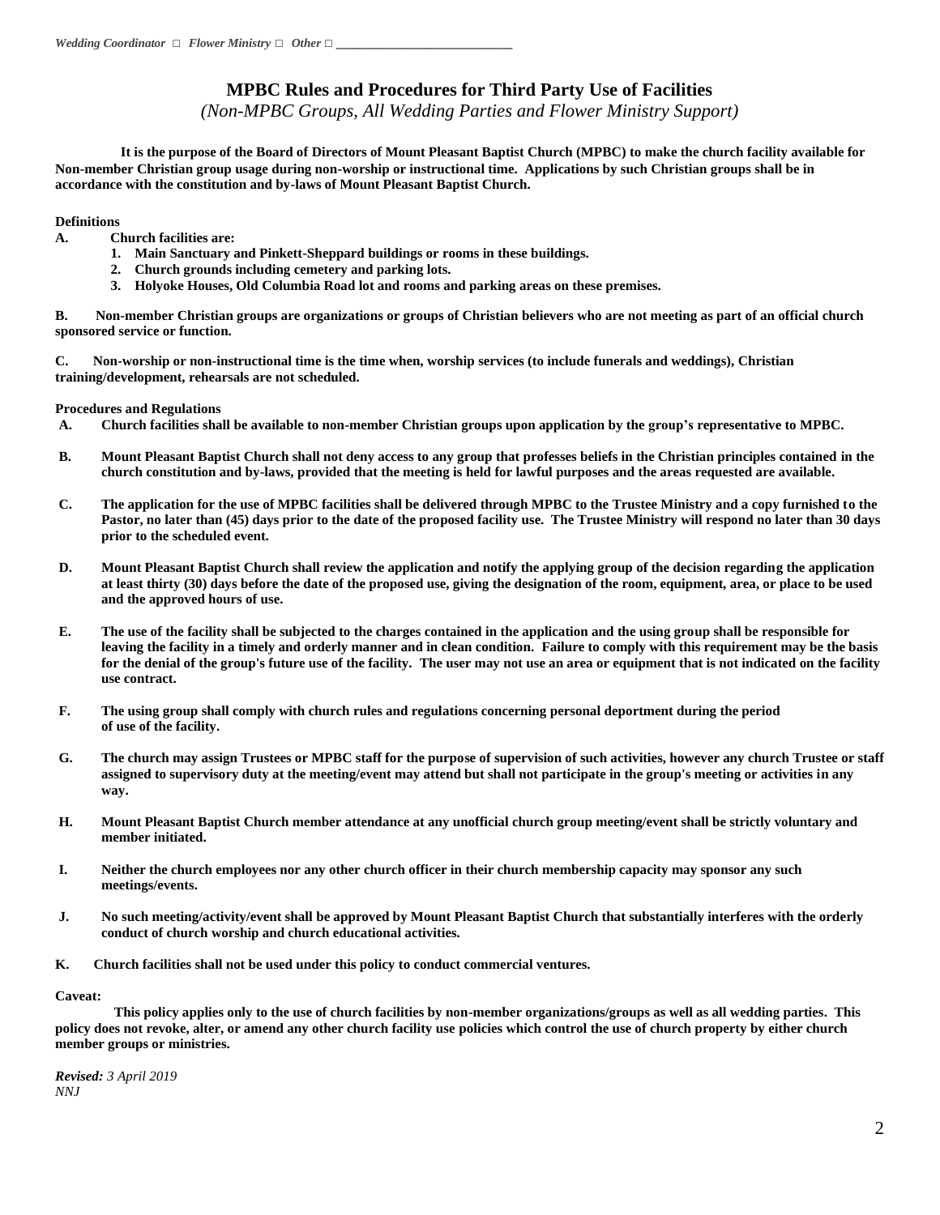*Wedding Coordinator* □ *Flower Ministry* □ *Other* □ ___________________________

# MPBC Rules and Procedures for Third Party Use of Facilities

*(Non-MPBC Groups, All Wedding Parties and Flower Ministry Support)*

**It is the purpose of the Board of Directors of Mount Pleasant Baptist Church (MPBC) to make the church facility available for Non-member Christian group usage during non-worship or instructional time. Applications by such Christian groups shall be in accordance with the constitution and by-laws of Mount Pleasant Baptist Church.**

**Definitions**

**A. Church facilities are:**

1. **Main Sanctuary and Pinkett-Sheppard buildings or rooms in these buildings.**
2. **Church grounds including cemetery and parking lots.**
3. **Holyoke Houses, Old Columbia Road lot and rooms and parking areas on these premises.**

**B. Non-member Christian groups are organizations or groups of Christian believers who are not meeting as part of an official church sponsored service or function.**

**C. Non-worship or non-instructional time is the time when, worship services (to include funerals and weddings), Christian training/development, rehearsals are not scheduled.**

**Procedures and Regulations**

**A. Church facilities shall be available to non-member Christian groups upon application by the group's representative to MPBC.**

**B. Mount Pleasant Baptist Church shall not deny access to any group that professes beliefs in the Christian principles contained in the church constitution and by-laws, provided that the meeting is held for lawful purposes and the areas requested are available.**

**C. The application for the use of MPBC facilities shall be delivered through MPBC to the Trustee Ministry and a copy furnished to the Pastor, no later than (45) days prior to the date of the proposed facility use. The Trustee Ministry will respond no later than 30 days prior to the scheduled event.**

**D. Mount Pleasant Baptist Church shall review the application and notify the applying group of the decision regarding the application at least thirty (30) days before the date of the proposed use, giving the designation of the room, equipment, area, or place to be used and the approved hours of use.**

**E. The use of the facility shall be subjected to the charges contained in the application and the using group shall be responsible for leaving the facility in a timely and orderly manner and in clean condition. Failure to comply with this requirement may be the basis for the denial of the group's future use of the facility. The user may not use an area or equipment that is not indicated on the facility use contract.**

**F. The using group shall comply with church rules and regulations concerning personal deportment during the period of use of the facility.**

**G. The church may assign Trustees or MPBC staff for the purpose of supervision of such activities, however any church Trustee or staff assigned to supervisory duty at the meeting/event may attend but shall not participate in the group's meeting or activities in any way.**

**H. Mount Pleasant Baptist Church member attendance at any unofficial church group meeting/event shall be strictly voluntary and member initiated.**

**I. Neither the church employees nor any other church officer in their church membership capacity may sponsor any such meetings/events.**

**J. No such meeting/activity/event shall be approved by Mount Pleasant Baptist Church that substantially interferes with the orderly conduct of church worship and church educational activities.**

**K. Church facilities shall not be used under this policy to conduct commercial ventures.**

**Caveat:**

**This policy applies only to the use of church facilities by non-member organizations/groups as well as all wedding parties. This policy does not revoke, alter, or amend any other church facility use policies which control the use of church property by either church member groups or ministries.**

***Revised:*** *3 April 2019*
*NNJ*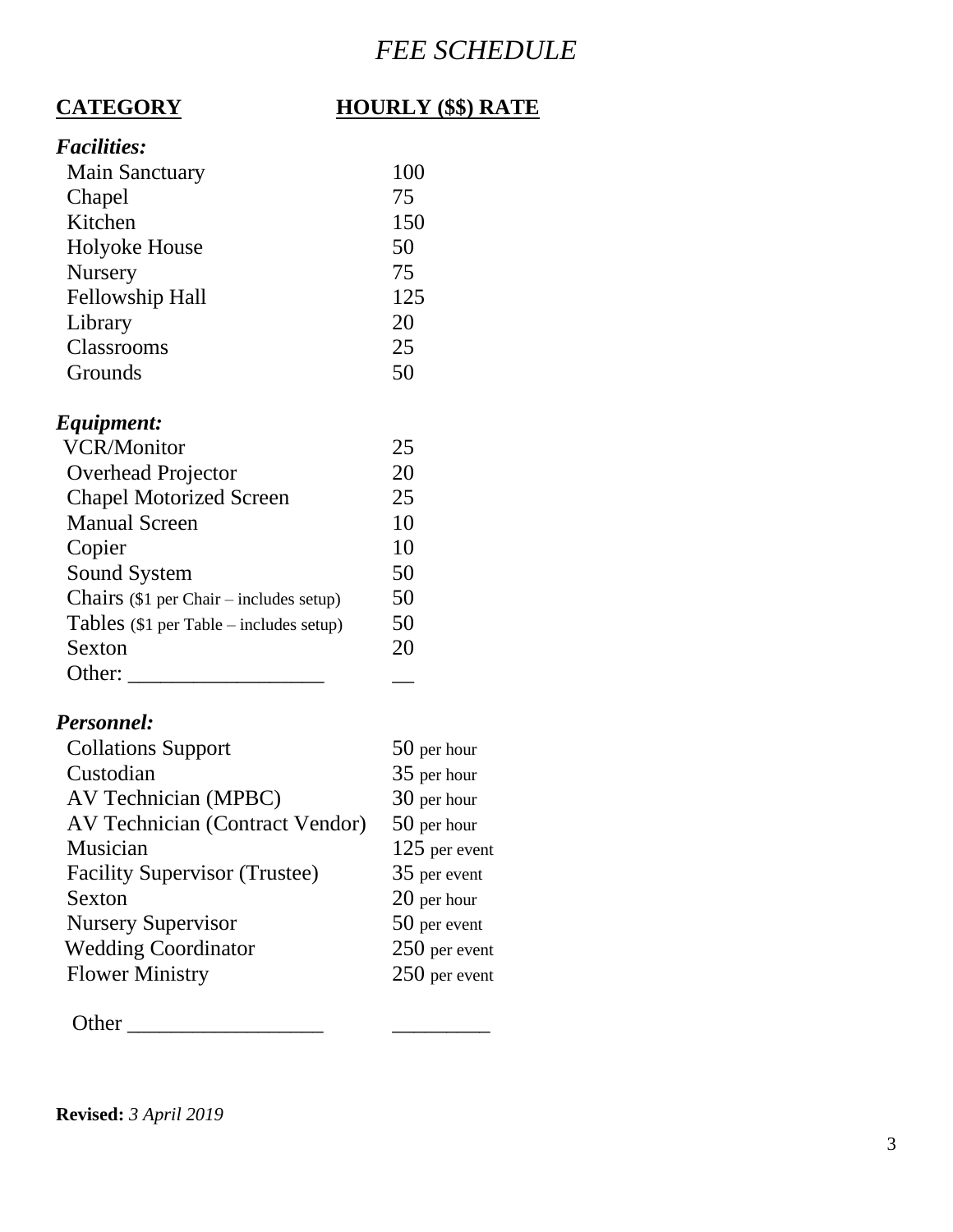# *FEE SCHEDULE*

| **CATEGORY** | **HOURLY ($$) RATE** |
|---|---|
| ***Facilities:*** | |
| Main Sanctuary | 100 |
| Chapel | 75 |
| Kitchen | 150 |
| Holyoke House | 50 |
| Nursery | 75 |
| Fellowship Hall | 125 |
| Library | 20 |
| Classrooms | 25 |
| Grounds | 50 |
| ***Equipment:*** | |
| VCR/Monitor | 25 |
| Overhead Projector | 20 |
| Chapel Motorized Screen | 25 |
| Manual Screen | 10 |
| Copier | 10 |
| Sound System | 50 |
| Chairs ($1 per Chair – includes setup) | 50 |
| Tables ($1 per Table – includes setup) | 50 |
| Sexton | 20 |
| Other: __________________ | __ |
| ***Personnel:*** | |
| Collations Support | 50 per hour |
| Custodian | 35 per hour |
| AV Technician (MPBC) | 30 per hour |
| AV Technician (Contract Vendor) | 50 per hour |
| Musician | 125 per event |
| Facility Supervisor (Trustee) | 35 per event |
| Sexton | 20 per hour |
| Nursery Supervisor | 50 per event |
| Wedding Coordinator | 250 per event |
| Flower Ministry | 250 per event |
| Other __________________ | _________ |

**Revised:** *3 April 2019*